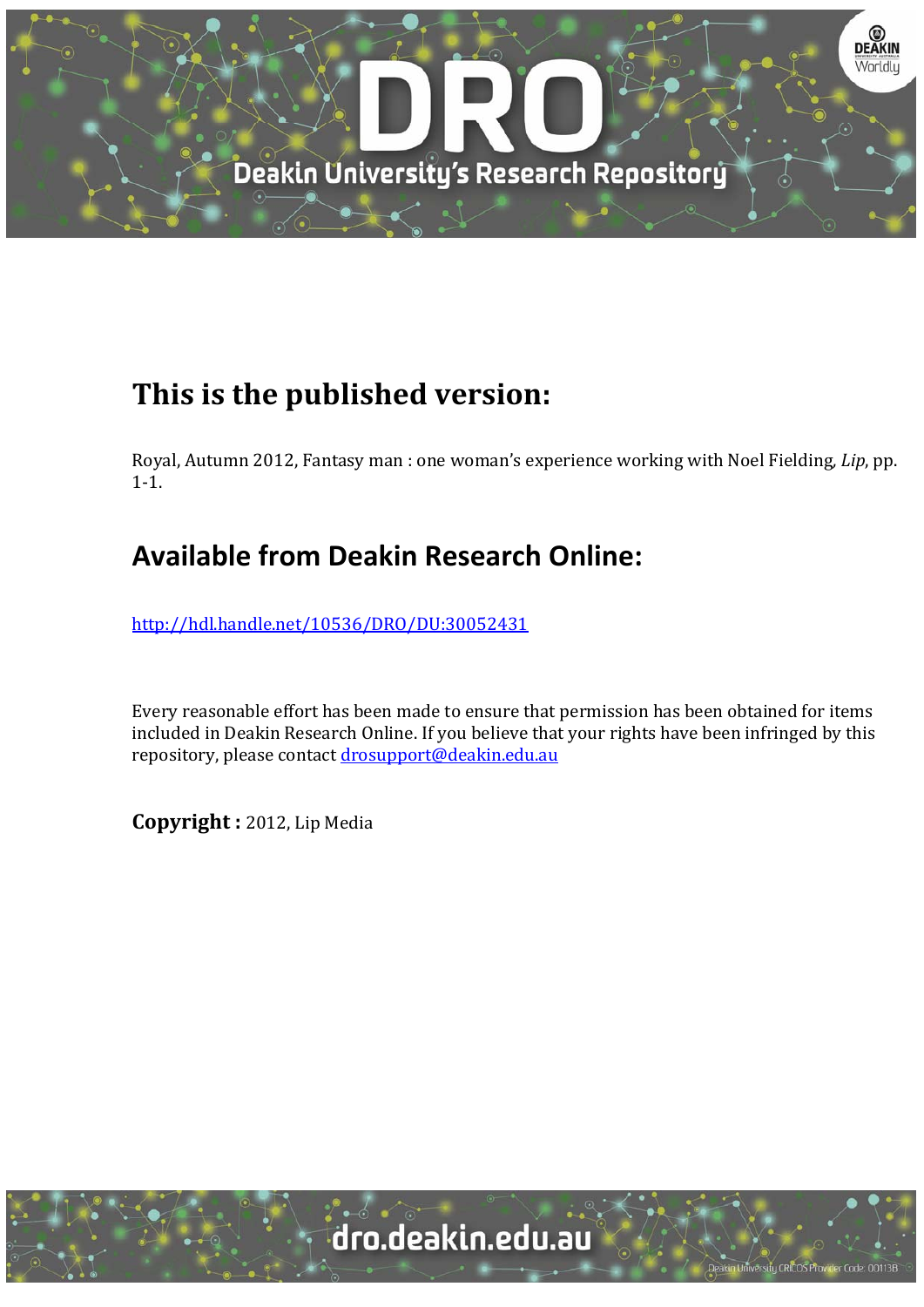## This is the published version:

Royal, Autumn 2012, Fantasy man : one woman's experience working with Noel Fielding, *Lip*, pp. 1-1.

## Available from Deakin Research Online:

http://hdl.handle.net/10536/DRO/DU:30052431

Every reasonable effort has been made to ensure that permission has been obtained for items included in Deakin Research Online. If you believe that your rights have been infringed by this repository, please contact drosupport@deakin.edu.au

**Copyright :** 2012, Lip Media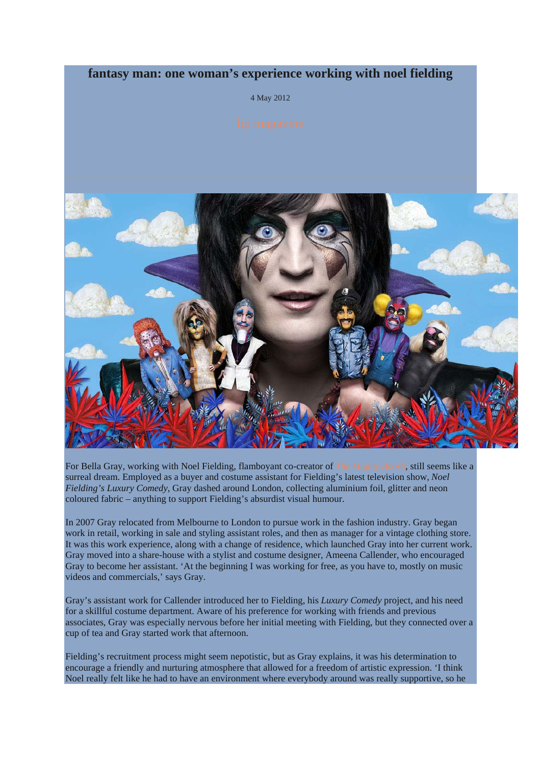# fantasy man: one woman's experience working with noel fielding

4 May 2012

lip magazine

For Bella Gray, working with Noel Fielding, flamboyant co-creator of *The Mighty Boosh*, still seems like a surreal dream. Employed as a buyer and costume assistant for Fielding's latest television show, *Noel Fielding's Luxury Comedy*, Gray dashed around London, collecting aluminium foil, glitter and neon coloured fabric – anything to support Fielding's absurdist visual humour.

In 2007 Gray relocated from Melbourne to London to pursue work in the fashion industry. Gray began work in retail, working in sale and styling assistant roles, and then as manager for a vintage clothing store. It was this work experience, along with a change of residence, which launched Gray into her current work. Gray moved into a share-house with a stylist and costume designer, Ameena Callender, who encouraged Gray to become her assistant. 'At the beginning I was working for free, as you have to, mostly on music videos and commercials,' says Gray.

Gray's assistant work for Callender introduced her to Fielding, his *Luxury Comedy* project, and his need for a skillful costume department. Aware of his preference for working with friends and previous associates, Gray was especially nervous before her initial meeting with Fielding, but they connected over a cup of tea and Gray started work that afternoon.

Fielding's recruitment process might seem nepotistic, but as Gray explains, it was his determination to encourage a friendly and nurturing atmosphere that allowed for a freedom of artistic expression. 'I think Noel really felt like he had to have an environment where everybody around was really supportive, so he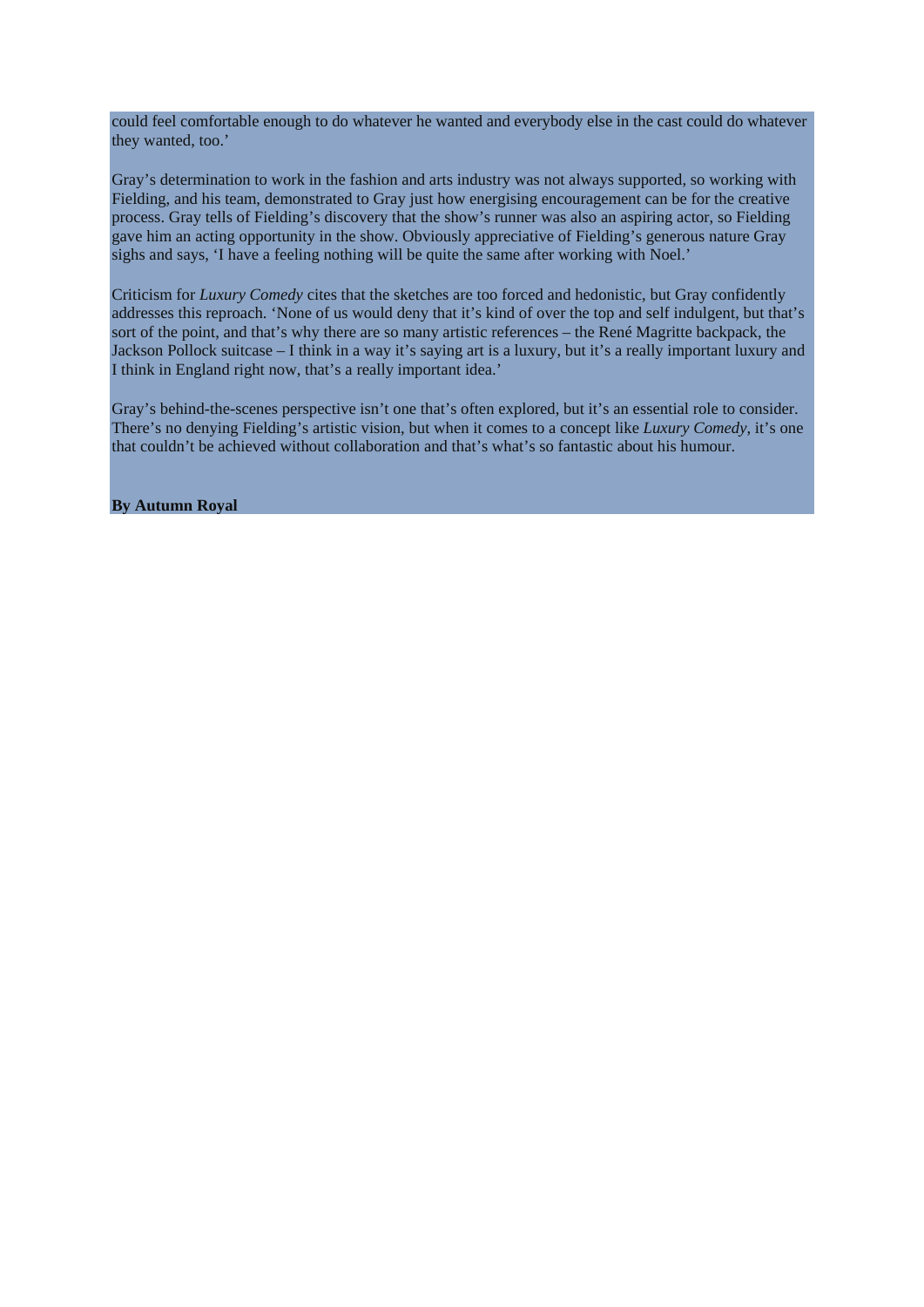could feel comfortable enough to do whatever he wanted and everybody else in the cast could do whatever they wanted, too.'

Gray's determination to work in the fashion and arts industry was not always supported, so working with Fielding, and his team, demonstrated to Gray just how energising encouragement can be for the creative process. Gray tells of Fielding's discovery that the show's runner was also an aspiring actor, so Fielding gave him an acting opportunity in the show. Obviously appreciative of Fielding's generous nature Gray sighs and says, 'I have a feeling nothing will be quite the same after working with Noel.'

Criticism for *Luxury Comedy* cites that the sketches are too forced and hedonistic, but Gray confidently addresses this reproach. 'None of us would deny that it's kind of over the top and self indulgent, but that's sort of the point, and that's why there are so many artistic references – the René Magritte backpack, the Jackson Pollock suitcase – I think in a way it's saying art is a luxury, but it's a really important luxury and I think in England right now, that's a really important idea.'

Gray's behind-the-scenes perspective isn't one that's often explored, but it's an essential role to consider. There's no denying Fielding's artistic vision, but when it comes to a concept like *Luxury Comedy*, it's one that couldn't be achieved without collaboration and that's what's so fantastic about his humour.

**By Autumn Royal**